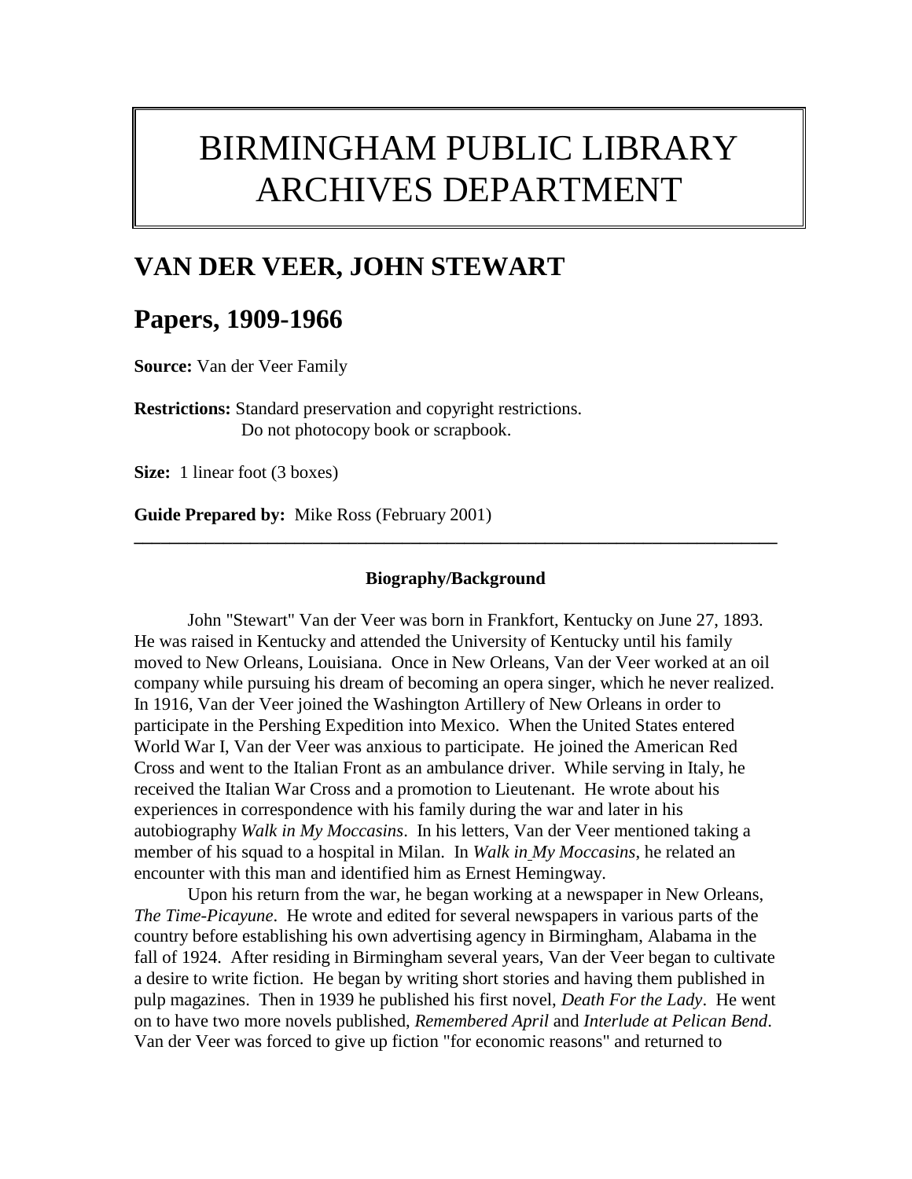# BIRMINGHAM PUBLIC LIBRARY ARCHIVES DEPARTMENT

## VAN DER VEER, JOHN STEWART

## Papers, 1909-1966

**Source:** Van der Veer Family

**Restrictions:** Standard preservation and copyright restrictions.
Do not photocopy book or scrapbook.

**Size:** 1 linear foot (3 boxes)

**Guide Prepared by:** Mike Ross (February 2001)

---

### Biography/Background

John "Stewart" Van der Veer was born in Frankfort, Kentucky on June 27, 1893. He was raised in Kentucky and attended the University of Kentucky until his family moved to New Orleans, Louisiana. Once in New Orleans, Van der Veer worked at an oil company while pursuing his dream of becoming an opera singer, which he never realized. In 1916, Van der Veer joined the Washington Artillery of New Orleans in order to participate in the Pershing Expedition into Mexico. When the United States entered World War I, Van der Veer was anxious to participate. He joined the American Red Cross and went to the Italian Front as an ambulance driver. While serving in Italy, he received the Italian War Cross and a promotion to Lieutenant. He wrote about his experiences in correspondence with his family during the war and later in his autobiography *Walk in My Moccasins*. In his letters, Van der Veer mentioned taking a member of his squad to a hospital in Milan. In *Walk in My Moccasins*, he related an encounter with this man and identified him as Ernest Hemingway.

Upon his return from the war, he began working at a newspaper in New Orleans, *The Time-Picayune*. He wrote and edited for several newspapers in various parts of the country before establishing his own advertising agency in Birmingham, Alabama in the fall of 1924. After residing in Birmingham several years, Van der Veer began to cultivate a desire to write fiction. He began by writing short stories and having them published in pulp magazines. Then in 1939 he published his first novel, *Death For the Lady*. He went on to have two more novels published, *Remembered April* and *Interlude at Pelican Bend*. Van der Veer was forced to give up fiction "for economic reasons" and returned to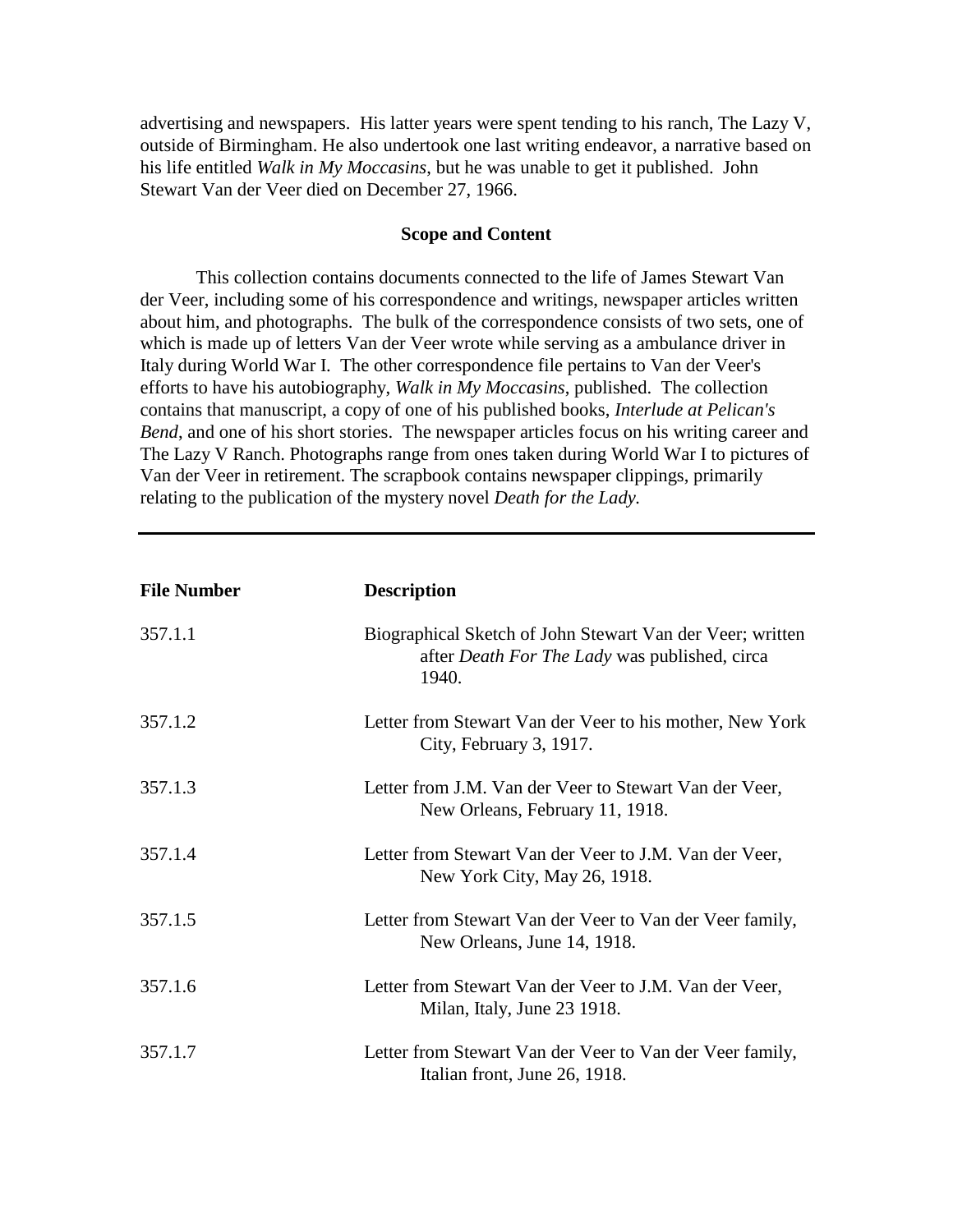advertising and newspapers. His latter years were spent tending to his ranch, The Lazy V, outside of Birmingham. He also undertook one last writing endeavor, a narrative based on his life entitled *Walk in My Moccasins*, but he was unable to get it published. John Stewart Van der Veer died on December 27, 1966.

## Scope and Content

This collection contains documents connected to the life of James Stewart Van der Veer, including some of his correspondence and writings, newspaper articles written about him, and photographs. The bulk of the correspondence consists of two sets, one of which is made up of letters Van der Veer wrote while serving as a ambulance driver in Italy during World War I. The other correspondence file pertains to Van der Veer's efforts to have his autobiography, *Walk in My Moccasins*, published. The collection contains that manuscript, a copy of one of his published books, *Interlude at Pelican's Bend*, and one of his short stories. The newspaper articles focus on his writing career and The Lazy V Ranch. Photographs range from ones taken during World War I to pictures of Van der Veer in retirement. The scrapbook contains newspaper clippings, primarily relating to the publication of the mystery novel *Death for the Lady.*

---

| **File Number** | **Description** |
|---|---|
| 357.1.1 | Biographical Sketch of John Stewart Van der Veer; written after *Death For The Lady* was published, circa 1940. |
| 357.1.2 | Letter from Stewart Van der Veer to his mother, New York City, February 3, 1917. |
| 357.1.3 | Letter from J.M. Van der Veer to Stewart Van der Veer, New Orleans, February 11, 1918. |
| 357.1.4 | Letter from Stewart Van der Veer to J.M. Van der Veer, New York City, May 26, 1918. |
| 357.1.5 | Letter from Stewart Van der Veer to Van der Veer family, New Orleans, June 14, 1918. |
| 357.1.6 | Letter from Stewart Van der Veer to J.M. Van der Veer, Milan, Italy, June 23 1918. |
| 357.1.7 | Letter from Stewart Van der Veer to Van der Veer family, Italian front, June 26, 1918. |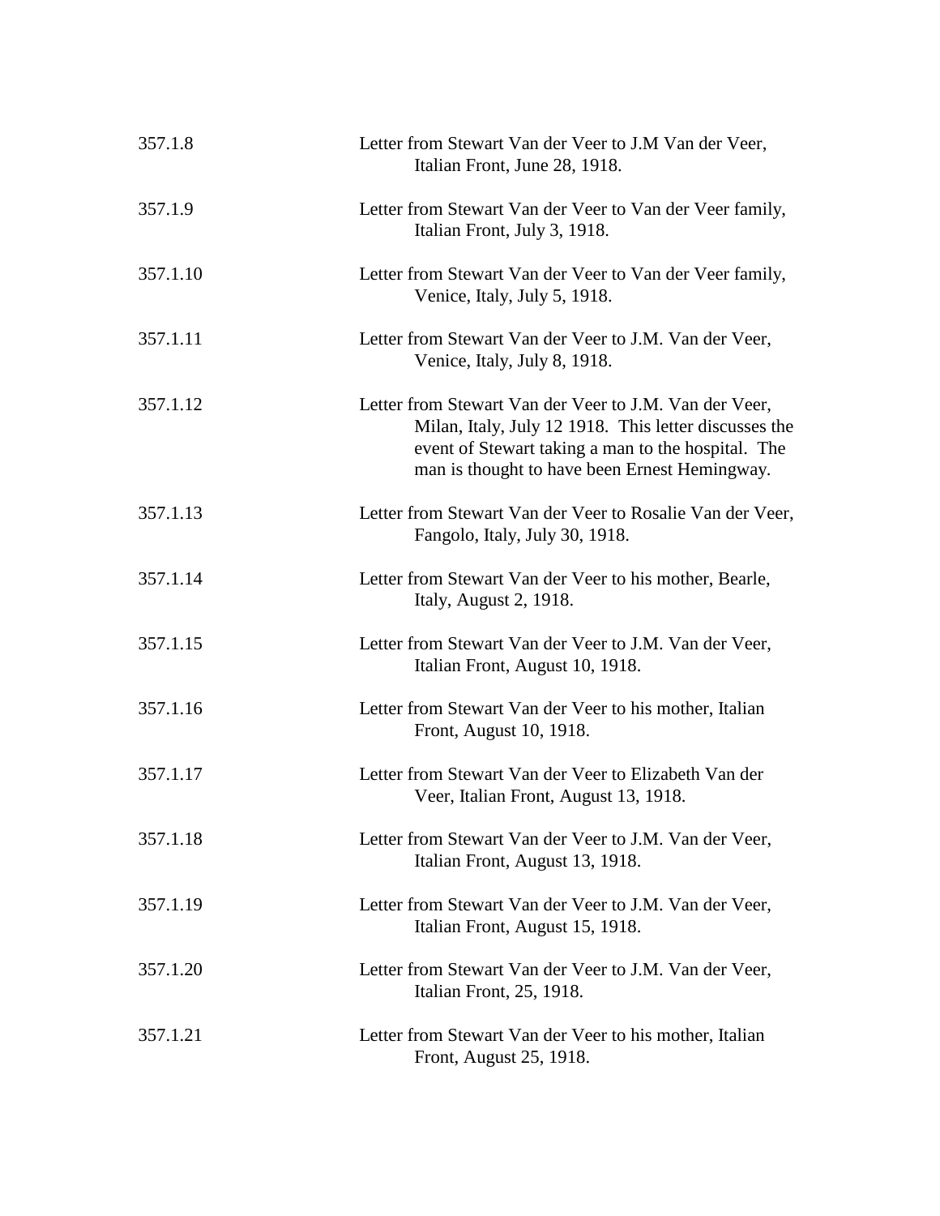| | |
|---|---|
| 357.1.8 | Letter from Stewart Van der Veer to J.M Van der Veer, Italian Front, June 28, 1918. |
| 357.1.9 | Letter from Stewart Van der Veer to Van der Veer family, Italian Front, July 3, 1918. |
| 357.1.10 | Letter from Stewart Van der Veer to Van der Veer family, Venice, Italy, July 5, 1918. |
| 357.1.11 | Letter from Stewart Van der Veer to J.M. Van der Veer, Venice, Italy, July 8, 1918. |
| 357.1.12 | Letter from Stewart Van der Veer to J.M. Van der Veer, Milan, Italy, July 12 1918. This letter discusses the event of Stewart taking a man to the hospital. The man is thought to have been Ernest Hemingway. |
| 357.1.13 | Letter from Stewart Van der Veer to Rosalie Van der Veer, Fangolo, Italy, July 30, 1918. |
| 357.1.14 | Letter from Stewart Van der Veer to his mother, Bearle, Italy, August 2, 1918. |
| 357.1.15 | Letter from Stewart Van der Veer to J.M. Van der Veer, Italian Front, August 10, 1918. |
| 357.1.16 | Letter from Stewart Van der Veer to his mother, Italian Front, August 10, 1918. |
| 357.1.17 | Letter from Stewart Van der Veer to Elizabeth Van der Veer, Italian Front, August 13, 1918. |
| 357.1.18 | Letter from Stewart Van der Veer to J.M. Van der Veer, Italian Front, August 13, 1918. |
| 357.1.19 | Letter from Stewart Van der Veer to J.M. Van der Veer, Italian Front, August 15, 1918. |
| 357.1.20 | Letter from Stewart Van der Veer to J.M. Van der Veer, Italian Front, 25, 1918. |
| 357.1.21 | Letter from Stewart Van der Veer to his mother, Italian Front, August 25, 1918. |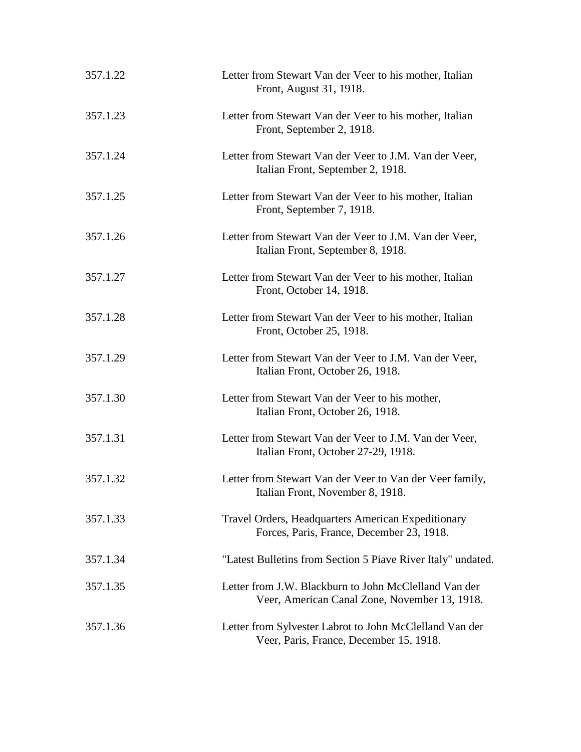| | |
|---|---|
| 357.1.22 | Letter from Stewart Van der Veer to his mother, Italian Front, August 31, 1918. |
| 357.1.23 | Letter from Stewart Van der Veer to his mother, Italian Front, September 2, 1918. |
| 357.1.24 | Letter from Stewart Van der Veer to J.M. Van der Veer, Italian Front, September 2, 1918. |
| 357.1.25 | Letter from Stewart Van der Veer to his mother, Italian Front, September 7, 1918. |
| 357.1.26 | Letter from Stewart Van der Veer to J.M. Van der Veer, Italian Front, September 8, 1918. |
| 357.1.27 | Letter from Stewart Van der Veer to his mother, Italian Front, October 14, 1918. |
| 357.1.28 | Letter from Stewart Van der Veer to his mother, Italian Front, October 25, 1918. |
| 357.1.29 | Letter from Stewart Van der Veer to J.M. Van der Veer, Italian Front, October 26, 1918. |
| 357.1.30 | Letter from Stewart Van der Veer to his mother, Italian Front, October 26, 1918. |
| 357.1.31 | Letter from Stewart Van der Veer to J.M. Van der Veer, Italian Front, October 27-29, 1918. |
| 357.1.32 | Letter from Stewart Van der Veer to Van der Veer family, Italian Front, November 8, 1918. |
| 357.1.33 | Travel Orders, Headquarters American Expeditionary Forces, Paris, France, December 23, 1918. |
| 357.1.34 | "Latest Bulletins from Section 5 Piave River Italy" undated. |
| 357.1.35 | Letter from J.W. Blackburn to John McClelland Van der Veer, American Canal Zone, November 13, 1918. |
| 357.1.36 | Letter from Sylvester Labrot to John McClelland Van der Veer, Paris, France, December 15, 1918. |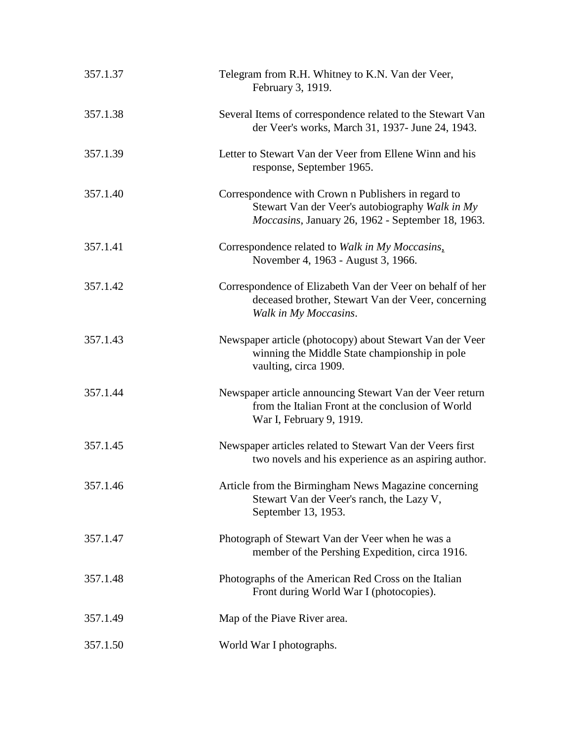| | |
|---|---|
| 357.1.37 | Telegram from R.H. Whitney to K.N. Van der Veer, February 3, 1919. |
| 357.1.38 | Several Items of correspondence related to the Stewart Van der Veer's works, March 31, 1937- June 24, 1943. |
| 357.1.39 | Letter to Stewart Van der Veer from Ellene Winn and his response, September 1965. |
| 357.1.40 | Correspondence with Crown n Publishers in regard to Stewart Van der Veer's autobiography *Walk in My Moccasins*, January 26, 1962 - September 18, 1963. |
| 357.1.41 | Correspondence related to *Walk in My Moccasins*, November 4, 1963 - August 3, 1966. |
| 357.1.42 | Correspondence of Elizabeth Van der Veer on behalf of her deceased brother, Stewart Van der Veer, concerning *Walk in My Moccasins*. |
| 357.1.43 | Newspaper article (photocopy) about Stewart Van der Veer winning the Middle State championship in pole vaulting, circa 1909. |
| 357.1.44 | Newspaper article announcing Stewart Van der Veer return from the Italian Front at the conclusion of World War I, February 9, 1919. |
| 357.1.45 | Newspaper articles related to Stewart Van der Veers first two novels and his experience as an aspiring author. |
| 357.1.46 | Article from the Birmingham News Magazine concerning Stewart Van der Veer's ranch, the Lazy V, September 13, 1953. |
| 357.1.47 | Photograph of Stewart Van der Veer when he was a member of the Pershing Expedition, circa 1916. |
| 357.1.48 | Photographs of the American Red Cross on the Italian Front during World War I (photocopies). |
| 357.1.49 | Map of the Piave River area. |
| 357.1.50 | World War I photographs. |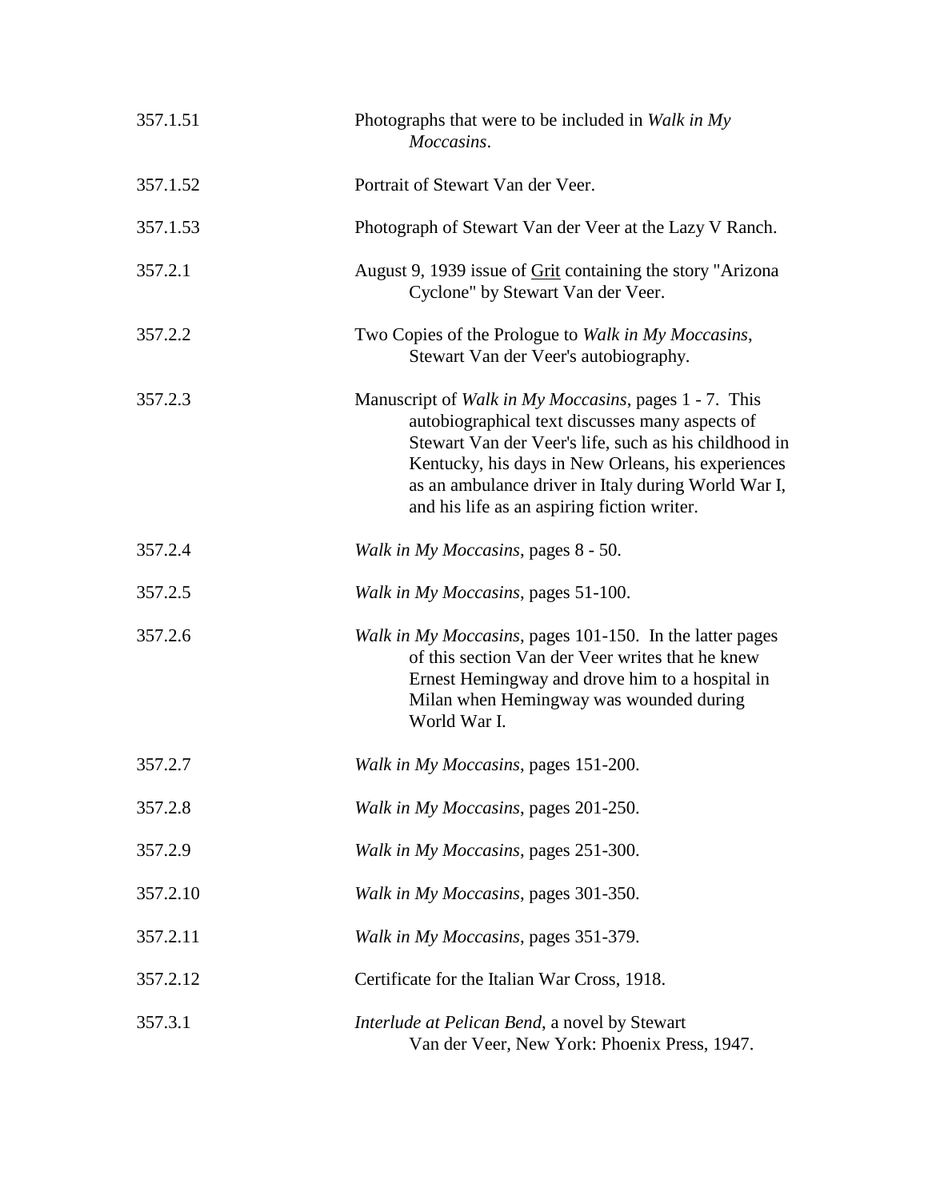| | |
|---|---|
| 357.1.51 | Photographs that were to be included in *Walk in My Moccasins*. |
| 357.1.52 | Portrait of Stewart Van der Veer. |
| 357.1.53 | Photograph of Stewart Van der Veer at the Lazy V Ranch. |
| 357.2.1 | August 9, 1939 issue of Grit containing the story "Arizona Cyclone" by Stewart Van der Veer. |
| 357.2.2 | Two Copies of the Prologue to *Walk in My Moccasins*, Stewart Van der Veer's autobiography. |
| 357.2.3 | Manuscript of *Walk in My Moccasins*, pages 1 - 7. This autobiographical text discusses many aspects of Stewart Van der Veer's life, such as his childhood in Kentucky, his days in New Orleans, his experiences as an ambulance driver in Italy during World War I, and his life as an aspiring fiction writer. |
| 357.2.4 | *Walk in My Moccasins*, pages 8 - 50. |
| 357.2.5 | *Walk in My Moccasins*, pages 51-100. |
| 357.2.6 | *Walk in My Moccasins*, pages 101-150. In the latter pages of this section Van der Veer writes that he knew Ernest Hemingway and drove him to a hospital in Milan when Hemingway was wounded during World War I. |
| 357.2.7 | *Walk in My Moccasins*, pages 151-200. |
| 357.2.8 | *Walk in My Moccasins*, pages 201-250. |
| 357.2.9 | *Walk in My Moccasins*, pages 251-300. |
| 357.2.10 | *Walk in My Moccasins*, pages 301-350. |
| 357.2.11 | *Walk in My Moccasins*, pages 351-379. |
| 357.2.12 | Certificate for the Italian War Cross, 1918. |
| 357.3.1 | *Interlude at Pelican Bend*, a novel by Stewart Van der Veer, New York: Phoenix Press, 1947. |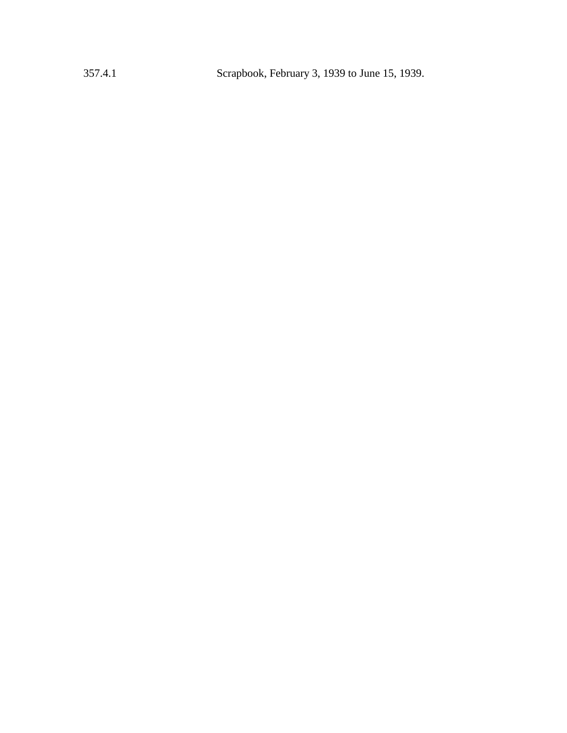357.4.1 Scrapbook, February 3, 1939 to June 15, 1939.